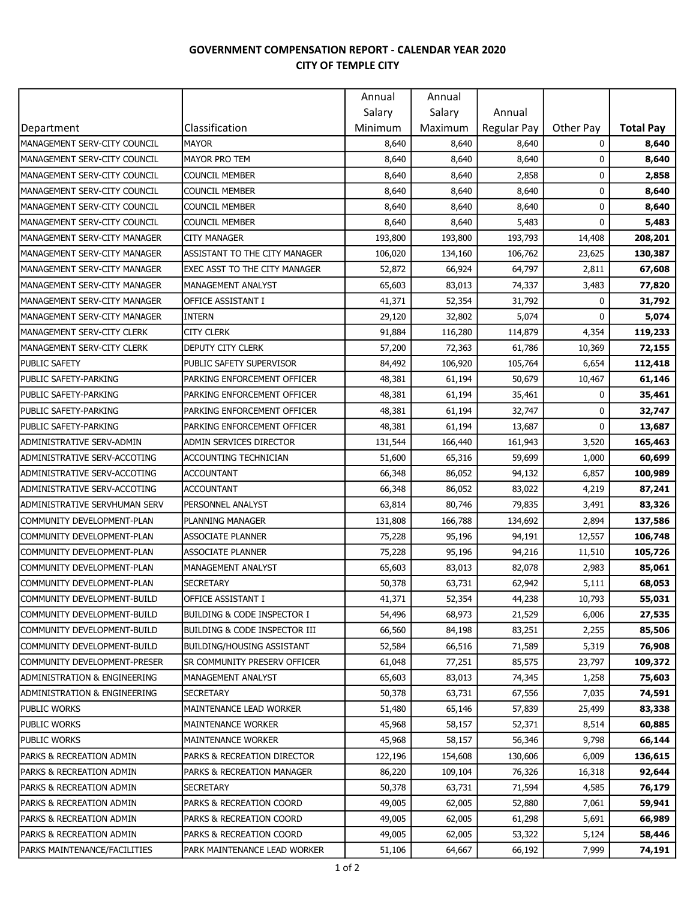# GOVERNMENT COMPENSATION REPORT - CALENDAR YEAR 2020
## CITY OF TEMPLE CITY

| Department | Classification | Annual Salary Minimum | Annual Salary Maximum | Annual Regular Pay | Other Pay | **Total Pay** |
|---|---|---|---|---|---|---|
| MANAGEMENT SERV-CITY COUNCIL | MAYOR | 8,640 | 8,640 | 8,640 | 0 | **8,640** |
| MANAGEMENT SERV-CITY COUNCIL | MAYOR PRO TEM | 8,640 | 8,640 | 8,640 | 0 | **8,640** |
| MANAGEMENT SERV-CITY COUNCIL | COUNCIL MEMBER | 8,640 | 8,640 | 2,858 | 0 | **2,858** |
| MANAGEMENT SERV-CITY COUNCIL | COUNCIL MEMBER | 8,640 | 8,640 | 8,640 | 0 | **8,640** |
| MANAGEMENT SERV-CITY COUNCIL | COUNCIL MEMBER | 8,640 | 8,640 | 8,640 | 0 | **8,640** |
| MANAGEMENT SERV-CITY COUNCIL | COUNCIL MEMBER | 8,640 | 8,640 | 5,483 | 0 | **5,483** |
| MANAGEMENT SERV-CITY MANAGER | CITY MANAGER | 193,800 | 193,800 | 193,793 | 14,408 | **208,201** |
| MANAGEMENT SERV-CITY MANAGER | ASSISTANT TO THE CITY MANAGER | 106,020 | 134,160 | 106,762 | 23,625 | **130,387** |
| MANAGEMENT SERV-CITY MANAGER | EXEC ASST TO THE CITY MANAGER | 52,872 | 66,924 | 64,797 | 2,811 | **67,608** |
| MANAGEMENT SERV-CITY MANAGER | MANAGEMENT ANALYST | 65,603 | 83,013 | 74,337 | 3,483 | **77,820** |
| MANAGEMENT SERV-CITY MANAGER | OFFICE ASSISTANT I | 41,371 | 52,354 | 31,792 | 0 | **31,792** |
| MANAGEMENT SERV-CITY MANAGER | INTERN | 29,120 | 32,802 | 5,074 | 0 | **5,074** |
| MANAGEMENT SERV-CITY CLERK | CITY CLERK | 91,884 | 116,280 | 114,879 | 4,354 | **119,233** |
| MANAGEMENT SERV-CITY CLERK | DEPUTY CITY CLERK | 57,200 | 72,363 | 61,786 | 10,369 | **72,155** |
| PUBLIC SAFETY | PUBLIC SAFETY SUPERVISOR | 84,492 | 106,920 | 105,764 | 6,654 | **112,418** |
| PUBLIC SAFETY-PARKING | PARKING ENFORCEMENT OFFICER | 48,381 | 61,194 | 50,679 | 10,467 | **61,146** |
| PUBLIC SAFETY-PARKING | PARKING ENFORCEMENT OFFICER | 48,381 | 61,194 | 35,461 | 0 | **35,461** |
| PUBLIC SAFETY-PARKING | PARKING ENFORCEMENT OFFICER | 48,381 | 61,194 | 32,747 | 0 | **32,747** |
| PUBLIC SAFETY-PARKING | PARKING ENFORCEMENT OFFICER | 48,381 | 61,194 | 13,687 | 0 | **13,687** |
| ADMINISTRATIVE SERV-ADMIN | ADMIN SERVICES DIRECTOR | 131,544 | 166,440 | 161,943 | 3,520 | **165,463** |
| ADMINISTRATIVE SERV-ACCOTING | ACCOUNTING TECHNICIAN | 51,600 | 65,316 | 59,699 | 1,000 | **60,699** |
| ADMINISTRATIVE SERV-ACCOTING | ACCOUNTANT | 66,348 | 86,052 | 94,132 | 6,857 | **100,989** |
| ADMINISTRATIVE SERV-ACCOTING | ACCOUNTANT | 66,348 | 86,052 | 83,022 | 4,219 | **87,241** |
| ADMINISTRATIVE SERVHUMAN SERV | PERSONNEL ANALYST | 63,814 | 80,746 | 79,835 | 3,491 | **83,326** |
| COMMUNITY DEVELOPMENT-PLAN | PLANNING MANAGER | 131,808 | 166,788 | 134,692 | 2,894 | **137,586** |
| COMMUNITY DEVELOPMENT-PLAN | ASSOCIATE PLANNER | 75,228 | 95,196 | 94,191 | 12,557 | **106,748** |
| COMMUNITY DEVELOPMENT-PLAN | ASSOCIATE PLANNER | 75,228 | 95,196 | 94,216 | 11,510 | **105,726** |
| COMMUNITY DEVELOPMENT-PLAN | MANAGEMENT ANALYST | 65,603 | 83,013 | 82,078 | 2,983 | **85,061** |
| COMMUNITY DEVELOPMENT-PLAN | SECRETARY | 50,378 | 63,731 | 62,942 | 5,111 | **68,053** |
| COMMUNITY DEVELOPMENT-BUILD | OFFICE ASSISTANT I | 41,371 | 52,354 | 44,238 | 10,793 | **55,031** |
| COMMUNITY DEVELOPMENT-BUILD | BUILDING & CODE INSPECTOR I | 54,496 | 68,973 | 21,529 | 6,006 | **27,535** |
| COMMUNITY DEVELOPMENT-BUILD | BUILDING & CODE INSPECTOR III | 66,560 | 84,198 | 83,251 | 2,255 | **85,506** |
| COMMUNITY DEVELOPMENT-BUILD | BUILDING/HOUSING ASSISTANT | 52,584 | 66,516 | 71,589 | 5,319 | **76,908** |
| COMMUNITY DEVELOPMENT-PRESER | SR COMMUNITY PRESERV OFFICER | 61,048 | 77,251 | 85,575 | 23,797 | **109,372** |
| ADMINISTRATION & ENGINEERING | MANAGEMENT ANALYST | 65,603 | 83,013 | 74,345 | 1,258 | **75,603** |
| ADMINISTRATION & ENGINEERING | SECRETARY | 50,378 | 63,731 | 67,556 | 7,035 | **74,591** |
| PUBLIC WORKS | MAINTENANCE LEAD WORKER | 51,480 | 65,146 | 57,839 | 25,499 | **83,338** |
| PUBLIC WORKS | MAINTENANCE WORKER | 45,968 | 58,157 | 52,371 | 8,514 | **60,885** |
| PUBLIC WORKS | MAINTENANCE WORKER | 45,968 | 58,157 | 56,346 | 9,798 | **66,144** |
| PARKS & RECREATION ADMIN | PARKS & RECREATION DIRECTOR | 122,196 | 154,608 | 130,606 | 6,009 | **136,615** |
| PARKS & RECREATION ADMIN | PARKS & RECREATION MANAGER | 86,220 | 109,104 | 76,326 | 16,318 | **92,644** |
| PARKS & RECREATION ADMIN | SECRETARY | 50,378 | 63,731 | 71,594 | 4,585 | **76,179** |
| PARKS & RECREATION ADMIN | PARKS & RECREATION COORD | 49,005 | 62,005 | 52,880 | 7,061 | **59,941** |
| PARKS & RECREATION ADMIN | PARKS & RECREATION COORD | 49,005 | 62,005 | 61,298 | 5,691 | **66,989** |
| PARKS & RECREATION ADMIN | PARKS & RECREATION COORD | 49,005 | 62,005 | 53,322 | 5,124 | **58,446** |
| PARKS MAINTENANCE/FACILITIES | PARK MAINTENANCE LEAD WORKER | 51,106 | 64,667 | 66,192 | 7,999 | **74,191** |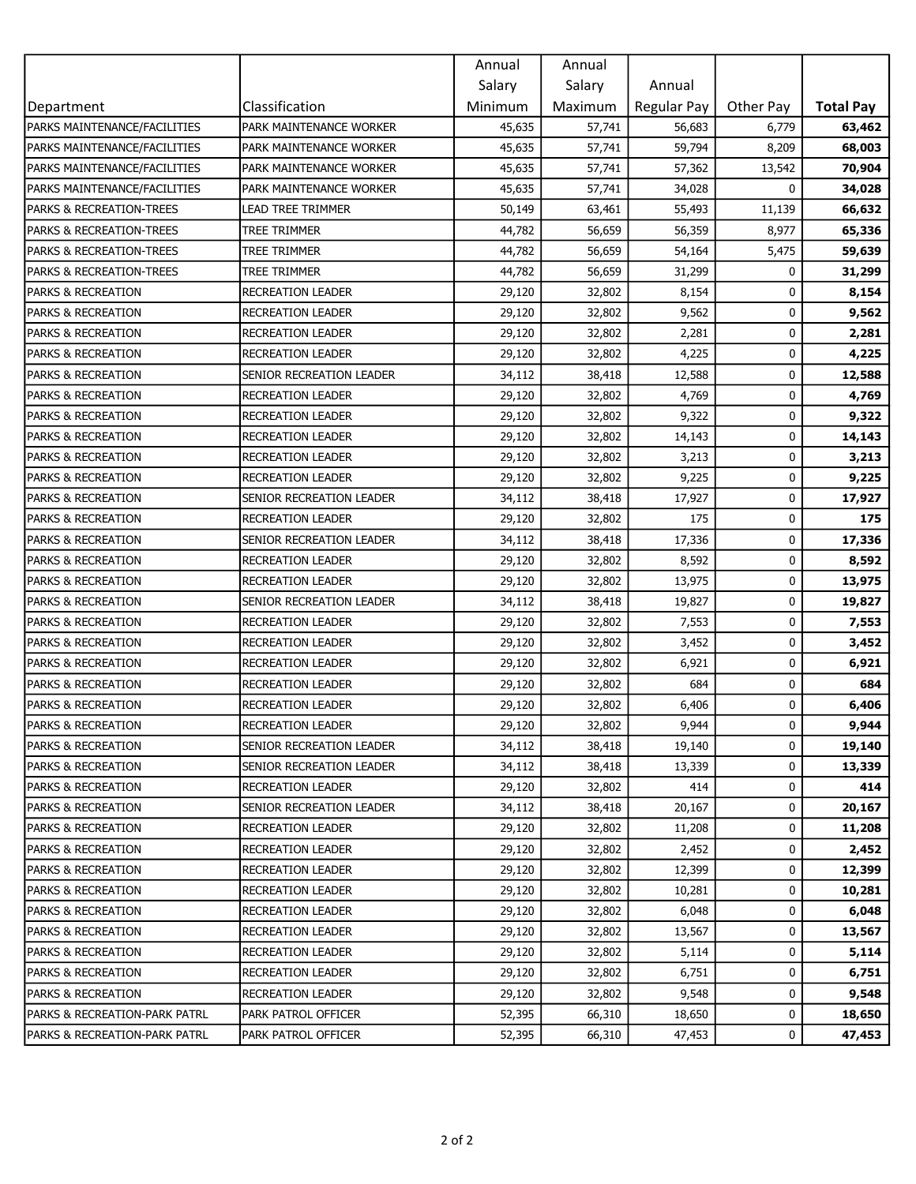| Department | Classification | Annual Salary Minimum | Annual Salary Maximum | Annual Regular Pay | Other Pay | **Total Pay** |
|---|---|---|---|---|---|---|
| PARKS MAINTENANCE/FACILITIES | PARK MAINTENANCE WORKER | 45,635 | 57,741 | 56,683 | 6,779 | **63,462** |
| PARKS MAINTENANCE/FACILITIES | PARK MAINTENANCE WORKER | 45,635 | 57,741 | 59,794 | 8,209 | **68,003** |
| PARKS MAINTENANCE/FACILITIES | PARK MAINTENANCE WORKER | 45,635 | 57,741 | 57,362 | 13,542 | **70,904** |
| PARKS MAINTENANCE/FACILITIES | PARK MAINTENANCE WORKER | 45,635 | 57,741 | 34,028 | 0 | **34,028** |
| PARKS & RECREATION-TREES | LEAD TREE TRIMMER | 50,149 | 63,461 | 55,493 | 11,139 | **66,632** |
| PARKS & RECREATION-TREES | TREE TRIMMER | 44,782 | 56,659 | 56,359 | 8,977 | **65,336** |
| PARKS & RECREATION-TREES | TREE TRIMMER | 44,782 | 56,659 | 54,164 | 5,475 | **59,639** |
| PARKS & RECREATION-TREES | TREE TRIMMER | 44,782 | 56,659 | 31,299 | 0 | **31,299** |
| PARKS & RECREATION | RECREATION LEADER | 29,120 | 32,802 | 8,154 | 0 | **8,154** |
| PARKS & RECREATION | RECREATION LEADER | 29,120 | 32,802 | 9,562 | 0 | **9,562** |
| PARKS & RECREATION | RECREATION LEADER | 29,120 | 32,802 | 2,281 | 0 | **2,281** |
| PARKS & RECREATION | RECREATION LEADER | 29,120 | 32,802 | 4,225 | 0 | **4,225** |
| PARKS & RECREATION | SENIOR RECREATION LEADER | 34,112 | 38,418 | 12,588 | 0 | **12,588** |
| PARKS & RECREATION | RECREATION LEADER | 29,120 | 32,802 | 4,769 | 0 | **4,769** |
| PARKS & RECREATION | RECREATION LEADER | 29,120 | 32,802 | 9,322 | 0 | **9,322** |
| PARKS & RECREATION | RECREATION LEADER | 29,120 | 32,802 | 14,143 | 0 | **14,143** |
| PARKS & RECREATION | RECREATION LEADER | 29,120 | 32,802 | 3,213 | 0 | **3,213** |
| PARKS & RECREATION | RECREATION LEADER | 29,120 | 32,802 | 9,225 | 0 | **9,225** |
| PARKS & RECREATION | SENIOR RECREATION LEADER | 34,112 | 38,418 | 17,927 | 0 | **17,927** |
| PARKS & RECREATION | RECREATION LEADER | 29,120 | 32,802 | 175 | 0 | **175** |
| PARKS & RECREATION | SENIOR RECREATION LEADER | 34,112 | 38,418 | 17,336 | 0 | **17,336** |
| PARKS & RECREATION | RECREATION LEADER | 29,120 | 32,802 | 8,592 | 0 | **8,592** |
| PARKS & RECREATION | RECREATION LEADER | 29,120 | 32,802 | 13,975 | 0 | **13,975** |
| PARKS & RECREATION | SENIOR RECREATION LEADER | 34,112 | 38,418 | 19,827 | 0 | **19,827** |
| PARKS & RECREATION | RECREATION LEADER | 29,120 | 32,802 | 7,553 | 0 | **7,553** |
| PARKS & RECREATION | RECREATION LEADER | 29,120 | 32,802 | 3,452 | 0 | **3,452** |
| PARKS & RECREATION | RECREATION LEADER | 29,120 | 32,802 | 6,921 | 0 | **6,921** |
| PARKS & RECREATION | RECREATION LEADER | 29,120 | 32,802 | 684 | 0 | **684** |
| PARKS & RECREATION | RECREATION LEADER | 29,120 | 32,802 | 6,406 | 0 | **6,406** |
| PARKS & RECREATION | RECREATION LEADER | 29,120 | 32,802 | 9,944 | 0 | **9,944** |
| PARKS & RECREATION | SENIOR RECREATION LEADER | 34,112 | 38,418 | 19,140 | 0 | **19,140** |
| PARKS & RECREATION | SENIOR RECREATION LEADER | 34,112 | 38,418 | 13,339 | 0 | **13,339** |
| PARKS & RECREATION | RECREATION LEADER | 29,120 | 32,802 | 414 | 0 | **414** |
| PARKS & RECREATION | SENIOR RECREATION LEADER | 34,112 | 38,418 | 20,167 | 0 | **20,167** |
| PARKS & RECREATION | RECREATION LEADER | 29,120 | 32,802 | 11,208 | 0 | **11,208** |
| PARKS & RECREATION | RECREATION LEADER | 29,120 | 32,802 | 2,452 | 0 | **2,452** |
| PARKS & RECREATION | RECREATION LEADER | 29,120 | 32,802 | 12,399 | 0 | **12,399** |
| PARKS & RECREATION | RECREATION LEADER | 29,120 | 32,802 | 10,281 | 0 | **10,281** |
| PARKS & RECREATION | RECREATION LEADER | 29,120 | 32,802 | 6,048 | 0 | **6,048** |
| PARKS & RECREATION | RECREATION LEADER | 29,120 | 32,802 | 13,567 | 0 | **13,567** |
| PARKS & RECREATION | RECREATION LEADER | 29,120 | 32,802 | 5,114 | 0 | **5,114** |
| PARKS & RECREATION | RECREATION LEADER | 29,120 | 32,802 | 6,751 | 0 | **6,751** |
| PARKS & RECREATION | RECREATION LEADER | 29,120 | 32,802 | 9,548 | 0 | **9,548** |
| PARKS & RECREATION-PARK PATRL | PARK PATROL OFFICER | 52,395 | 66,310 | 18,650 | 0 | **18,650** |
| PARKS & RECREATION-PARK PATRL | PARK PATROL OFFICER | 52,395 | 66,310 | 47,453 | 0 | **47,453** |